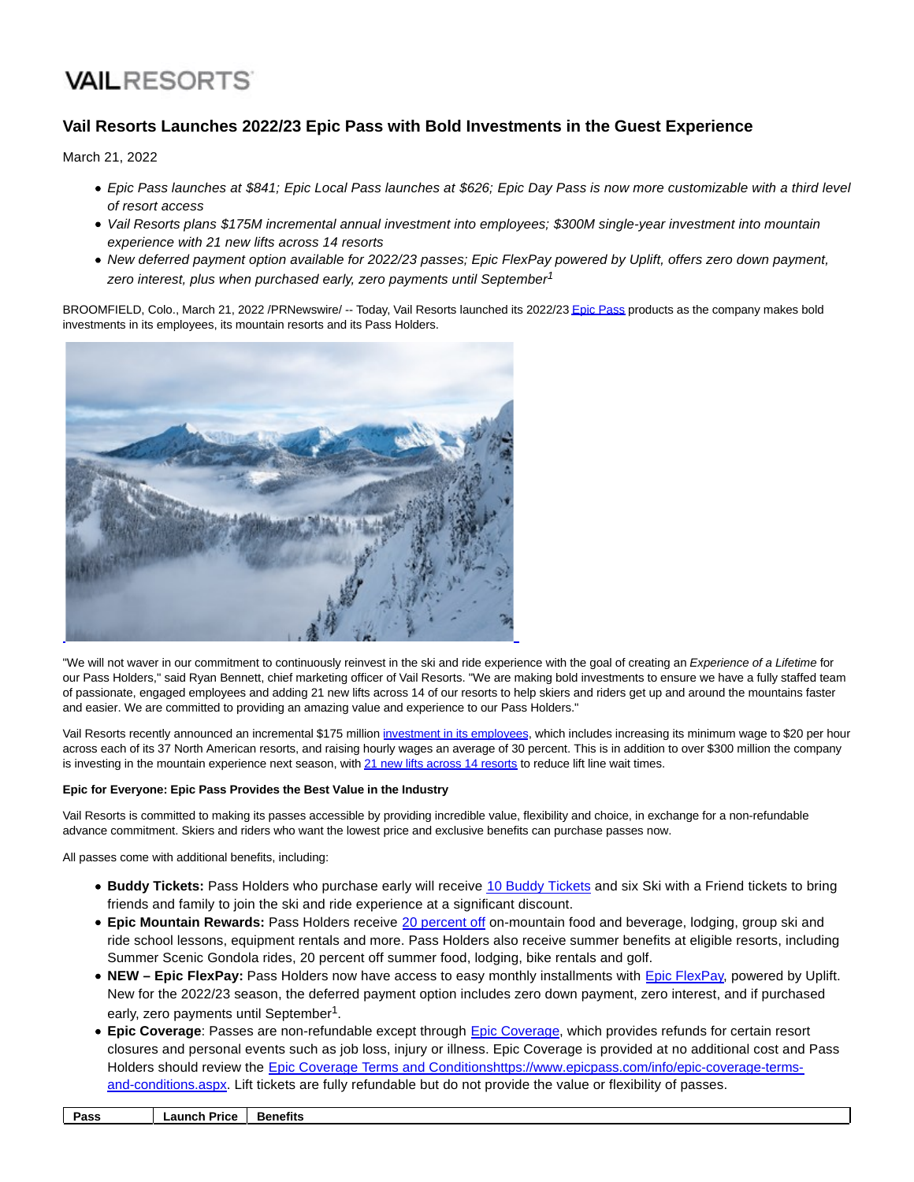VAILRESORTS

# Vail Resorts Launches 2022/23 Epic Pass with Bold Investments in the Guest Experience

March 21, 2022

- *Epic Pass launches at $841; Epic Local Pass launches at $626; Epic Day Pass is now more customizable with a third level of resort access*
- *Vail Resorts plans $175M incremental annual investment into employees; $300M single-year investment into mountain experience with 21 new lifts across 14 resorts*
- *New deferred payment option available for 2022/23 passes; Epic FlexPay powered by Uplift, offers zero down payment, zero interest, plus when purchased early, zero payments until September*[1]

BROOMFIELD, Colo., March 21, 2022 /PRNewswire/ -- Today, Vail Resorts launched its 2022/23 Epic Pass products as the company makes bold investments in its employees, its mountain resorts and its Pass Holders.

"We will not waver in our commitment to continuously reinvest in the ski and ride experience with the goal of creating an *Experience of a Lifetime* for our Pass Holders," said Ryan Bennett, chief marketing officer of Vail Resorts. "We are making bold investments to ensure we have a fully staffed team of passionate, engaged employees and adding 21 new lifts across 14 of our resorts to help skiers and riders get up and around the mountains faster and easier. We are committed to providing an amazing value and experience to our Pass Holders."

Vail Resorts recently announced an incremental $175 million investment in its employees, which includes increasing its minimum wage to $20 per hour across each of its 37 North American resorts, and raising hourly wages an average of 30 percent. This is in addition to over $300 million the company is investing in the mountain experience next season, with 21 new lifts across 14 resorts to reduce lift line wait times.

**Epic for Everyone: Epic Pass Provides the Best Value in the Industry**

Vail Resorts is committed to making its passes accessible by providing incredible value, flexibility and choice, in exchange for a non-refundable advance commitment. Skiers and riders who want the lowest price and exclusive benefits can purchase passes now.

All passes come with additional benefits, including:

- **Buddy Tickets:** Pass Holders who purchase early will receive 10 Buddy Tickets and six Ski with a Friend tickets to bring friends and family to join the ski and ride experience at a significant discount.
- **Epic Mountain Rewards:** Pass Holders receive 20 percent off on-mountain food and beverage, lodging, group ski and ride school lessons, equipment rentals and more. Pass Holders also receive summer benefits at eligible resorts, including Summer Scenic Gondola rides, 20 percent off summer food, lodging, bike rentals and golf.
- **NEW – Epic FlexPay:** Pass Holders now have access to easy monthly installments with Epic FlexPay, powered by Uplift. New for the 2022/23 season, the deferred payment option includes zero down payment, zero interest, and if purchased early, zero payments until September[1].
- **Epic Coverage**: Passes are non-refundable except through Epic Coverage, which provides refunds for certain resort closures and personal events such as job loss, injury or illness. Epic Coverage is provided at no additional cost and Pass Holders should review the Epic Coverage Terms and Conditionshttps://www.epicpass.com/info/epic-coverage-terms-and-conditions.aspx. Lift tickets are fully refundable but do not provide the value or flexibility of passes.

| Pass | Launch Price | Benefits |
|---|---|---|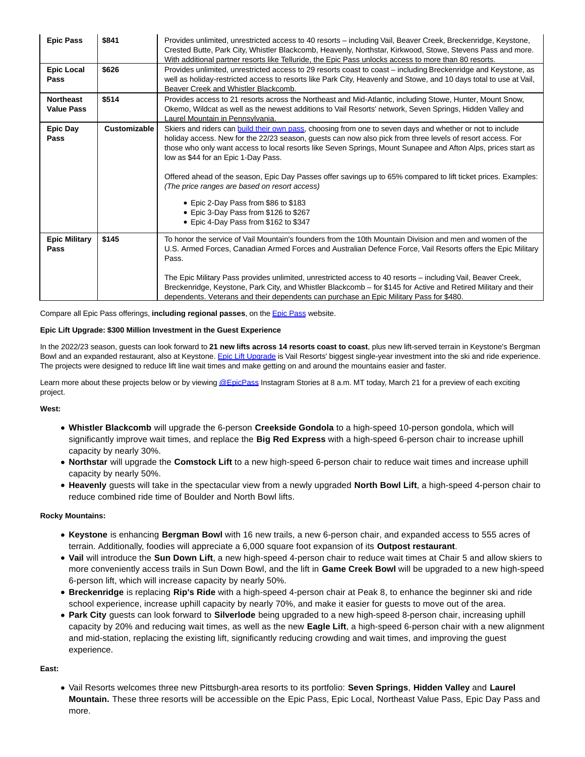| | | |
|---|---|---|
| **Epic Pass** | **$841** | Provides unlimited, unrestricted access to 40 resorts – including Vail, Beaver Creek, Breckenridge, Keystone, Crested Butte, Park City, Whistler Blackcomb, Heavenly, Northstar, Kirkwood, Stowe, Stevens Pass and more. With additional partner resorts like Telluride, the Epic Pass unlocks access to more than 80 resorts. |
| **Epic Local Pass** | **$626** | Provides unlimited, unrestricted access to 29 resorts coast to coast – including Breckenridge and Keystone, as well as holiday-restricted access to resorts like Park City, Heavenly and Stowe, and 10 days total to use at Vail, Beaver Creek and Whistler Blackcomb. |
| **Northeast Value Pass** | **$514** | Provides access to 21 resorts across the Northeast and Mid-Atlantic, including Stowe, Hunter, Mount Snow, Okemo, Wildcat as well as the newest additions to Vail Resorts' network, Seven Springs, Hidden Valley and Laurel Mountain in Pennsylvania. |
| **Epic Day Pass** | **Customizable** | Skiers and riders can build their own pass, choosing from one to seven days and whether or not to include holiday access. New for the 22/23 season, guests can now also pick from three levels of resort access. For those who only want access to local resorts like Seven Springs, Mount Sunapee and Afton Alps, prices start as low as $44 for an Epic 1-Day Pass.<br><br>Offered ahead of the season, Epic Day Passes offer savings up to 65% compared to lift ticket prices. Examples: *(The price ranges are based on resort access)*<br><br>• Epic 2-Day Pass from $86 to $183<br>• Epic 3-Day Pass from $126 to $267<br>• Epic 4-Day Pass from $162 to $347 |
| **Epic Military Pass** | **$145** | To honor the service of Vail Mountain's founders from the 10th Mountain Division and men and women of the U.S. Armed Forces, Canadian Armed Forces and Australian Defence Force, Vail Resorts offers the Epic Military Pass.<br><br>The Epic Military Pass provides unlimited, unrestricted access to 40 resorts – including Vail, Beaver Creek, Breckenridge, Keystone, Park City, and Whistler Blackcomb – for $145 for Active and Retired Military and their dependents. Veterans and their dependents can purchase an Epic Military Pass for $480. |

Compare all Epic Pass offerings, **including regional passes**, on the Epic Pass website.

**Epic Lift Upgrade: $300 Million Investment in the Guest Experience**

In the 2022/23 season, guests can look forward to **21 new lifts across 14 resorts coast to coast**, plus new lift-served terrain in Keystone's Bergman Bowl and an expanded restaurant, also at Keystone. Epic Lift Upgrade is Vail Resorts' biggest single-year investment into the ski and ride experience. The projects were designed to reduce lift line wait times and make getting on and around the mountains easier and faster.

Learn more about these projects below or by viewing @EpicPass Instagram Stories at 8 a.m. MT today, March 21 for a preview of each exciting project.

**West:**

- **Whistler Blackcomb** will upgrade the 6-person **Creekside Gondola** to a high-speed 10-person gondola, which will significantly improve wait times, and replace the **Big Red Express** with a high-speed 6-person chair to increase uphill capacity by nearly 30%.
- **Northstar** will upgrade the **Comstock Lift** to a new high-speed 6-person chair to reduce wait times and increase uphill capacity by nearly 50%.
- **Heavenly** guests will take in the spectacular view from a newly upgraded **North Bowl Lift**, a high-speed 4-person chair to reduce combined ride time of Boulder and North Bowl lifts.

**Rocky Mountains:**

- **Keystone** is enhancing **Bergman Bowl** with 16 new trails, a new 6-person chair, and expanded access to 555 acres of terrain. Additionally, foodies will appreciate a 6,000 square foot expansion of its **Outpost restaurant**.
- **Vail** will introduce the **Sun Down Lift**, a new high-speed 4-person chair to reduce wait times at Chair 5 and allow skiers to more conveniently access trails in Sun Down Bowl, and the lift in **Game Creek Bowl** will be upgraded to a new high-speed 6-person lift, which will increase capacity by nearly 50%.
- **Breckenridge** is replacing **Rip's Ride** with a high-speed 4-person chair at Peak 8, to enhance the beginner ski and ride school experience, increase uphill capacity by nearly 70%, and make it easier for guests to move out of the area.
- **Park City** guests can look forward to **Silverlode** being upgraded to a new high-speed 8-person chair, increasing uphill capacity by 20% and reducing wait times, as well as the new **Eagle Lift**, a high-speed 6-person chair with a new alignment and mid-station, replacing the existing lift, significantly reducing crowding and wait times, and improving the guest experience.

**East:**

- Vail Resorts welcomes three new Pittsburgh-area resorts to its portfolio: **Seven Springs**, **Hidden Valley** and **Laurel Mountain.** These three resorts will be accessible on the Epic Pass, Epic Local, Northeast Value Pass, Epic Day Pass and more.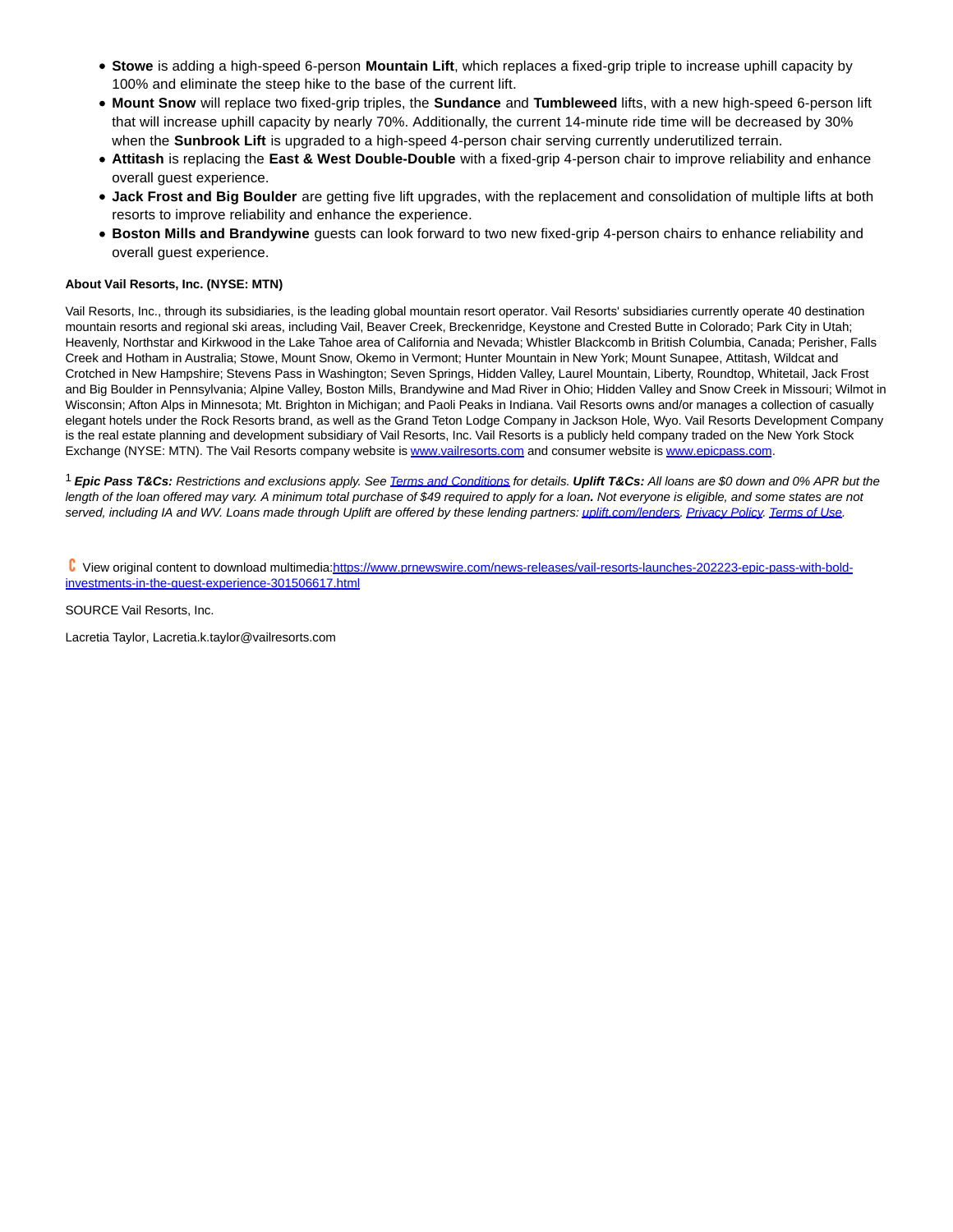- **Stowe** is adding a high-speed 6-person **Mountain Lift**, which replaces a fixed-grip triple to increase uphill capacity by 100% and eliminate the steep hike to the base of the current lift.
- **Mount Snow** will replace two fixed-grip triples, the **Sundance** and **Tumbleweed** lifts, with a new high-speed 6-person lift that will increase uphill capacity by nearly 70%. Additionally, the current 14-minute ride time will be decreased by 30% when the **Sunbrook Lift** is upgraded to a high-speed 4-person chair serving currently underutilized terrain.
- **Attitash** is replacing the **East & West Double-Double** with a fixed-grip 4-person chair to improve reliability and enhance overall guest experience.
- **Jack Frost and Big Boulder** are getting five lift upgrades, with the replacement and consolidation of multiple lifts at both resorts to improve reliability and enhance the experience.
- **Boston Mills and Brandywine** guests can look forward to two new fixed-grip 4-person chairs to enhance reliability and overall guest experience.

**About Vail Resorts, Inc. (NYSE: MTN)**

Vail Resorts, Inc., through its subsidiaries, is the leading global mountain resort operator. Vail Resorts' subsidiaries currently operate 40 destination mountain resorts and regional ski areas, including Vail, Beaver Creek, Breckenridge, Keystone and Crested Butte in Colorado; Park City in Utah; Heavenly, Northstar and Kirkwood in the Lake Tahoe area of California and Nevada; Whistler Blackcomb in British Columbia, Canada; Perisher, Falls Creek and Hotham in Australia; Stowe, Mount Snow, Okemo in Vermont; Hunter Mountain in New York; Mount Sunapee, Attitash, Wildcat and Crotched in New Hampshire; Stevens Pass in Washington; Seven Springs, Hidden Valley, Laurel Mountain, Liberty, Roundtop, Whitetail, Jack Frost and Big Boulder in Pennsylvania; Alpine Valley, Boston Mills, Brandywine and Mad River in Ohio; Hidden Valley and Snow Creek in Missouri; Wilmot in Wisconsin; Afton Alps in Minnesota; Mt. Brighton in Michigan; and Paoli Peaks in Indiana. Vail Resorts owns and/or manages a collection of casually elegant hotels under the Rock Resorts brand, as well as the Grand Teton Lodge Company in Jackson Hole, Wyo. Vail Resorts Development Company is the real estate planning and development subsidiary of Vail Resorts, Inc. Vail Resorts is a publicly held company traded on the New York Stock Exchange (NYSE: MTN). The Vail Resorts company website is www.vailresorts.com and consumer website is www.epicpass.com.

[1] ***Epic Pass T&Cs:*** *Restrictions and exclusions apply. See Terms and Conditions for details.* ***Uplift T&Cs:*** *All loans are $0 down and 0% APR but the length of the loan offered may vary. A minimum total purchase of $49 required to apply for a loan. Not everyone is eligible, and some states are not served, including IA and WV. Loans made through Uplift are offered by these lending partners: uplift.com/lenders. Privacy Policy. Terms of Use.*

View original content to download multimedia:https://www.prnewswire.com/news-releases/vail-resorts-launches-202223-epic-pass-with-bold-investments-in-the-guest-experience-301506617.html

SOURCE Vail Resorts, Inc.

Lacretia Taylor, Lacretia.k.taylor@vailresorts.com